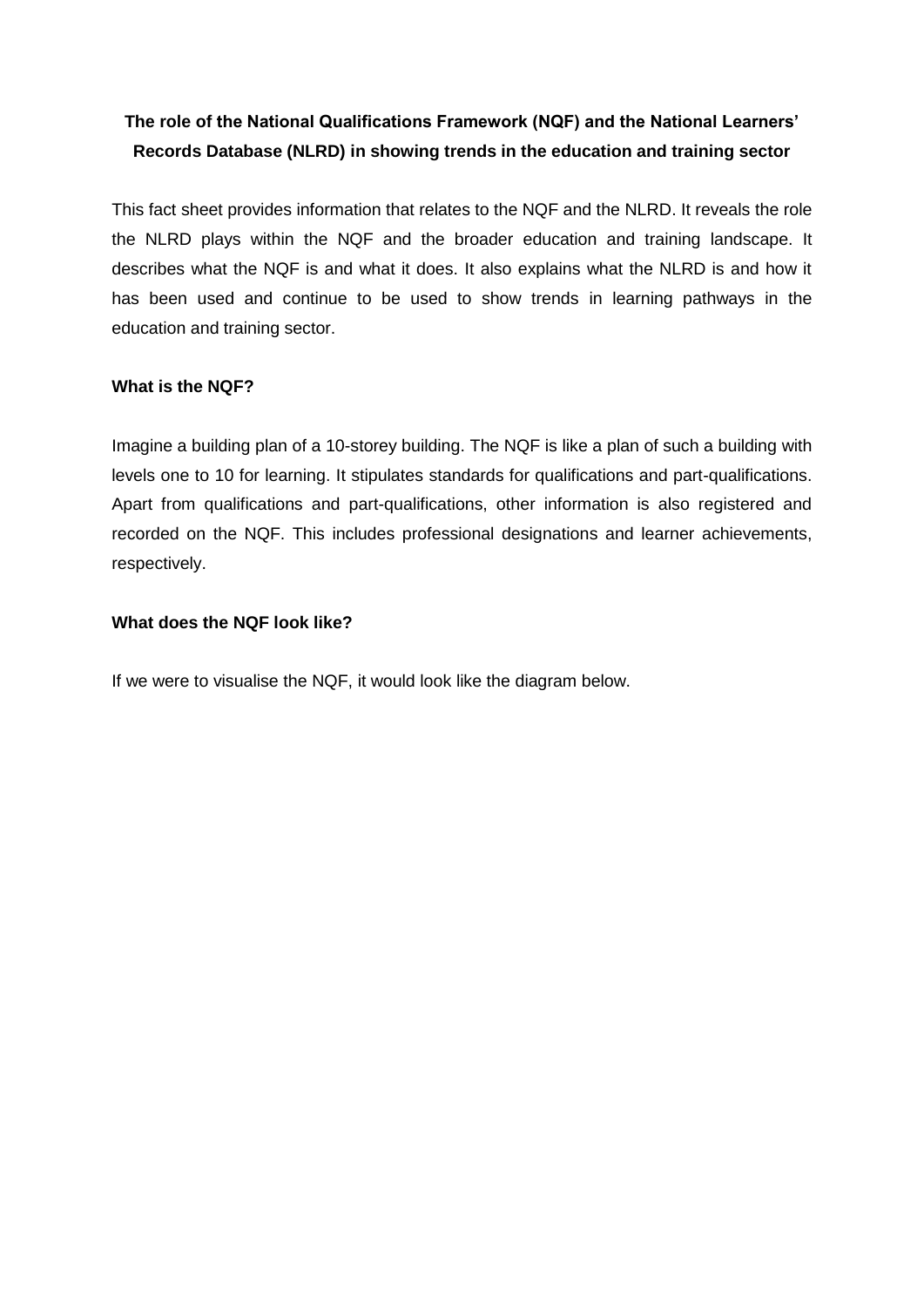# The role of the National Qualifications Framework (NQF) and the National Learners' Records Database (NLRD) in showing trends in the education and training sector

This fact sheet provides information that relates to the NQF and the NLRD. It reveals the role the NLRD plays within the NQF and the broader education and training landscape. It describes what the NQF is and what it does. It also explains what the NLRD is and how it has been used and continue to be used to show trends in learning pathways in the education and training sector.

## What is the NQF?

Imagine a building plan of a 10-storey building. The NQF is like a plan of such a building with levels one to 10 for learning. It stipulates standards for qualifications and part-qualifications. Apart from qualifications and part-qualifications, other information is also registered and recorded on the NQF. This includes professional designations and learner achievements, respectively.

## What does the NQF look like?

If we were to visualise the NQF, it would look like the diagram below.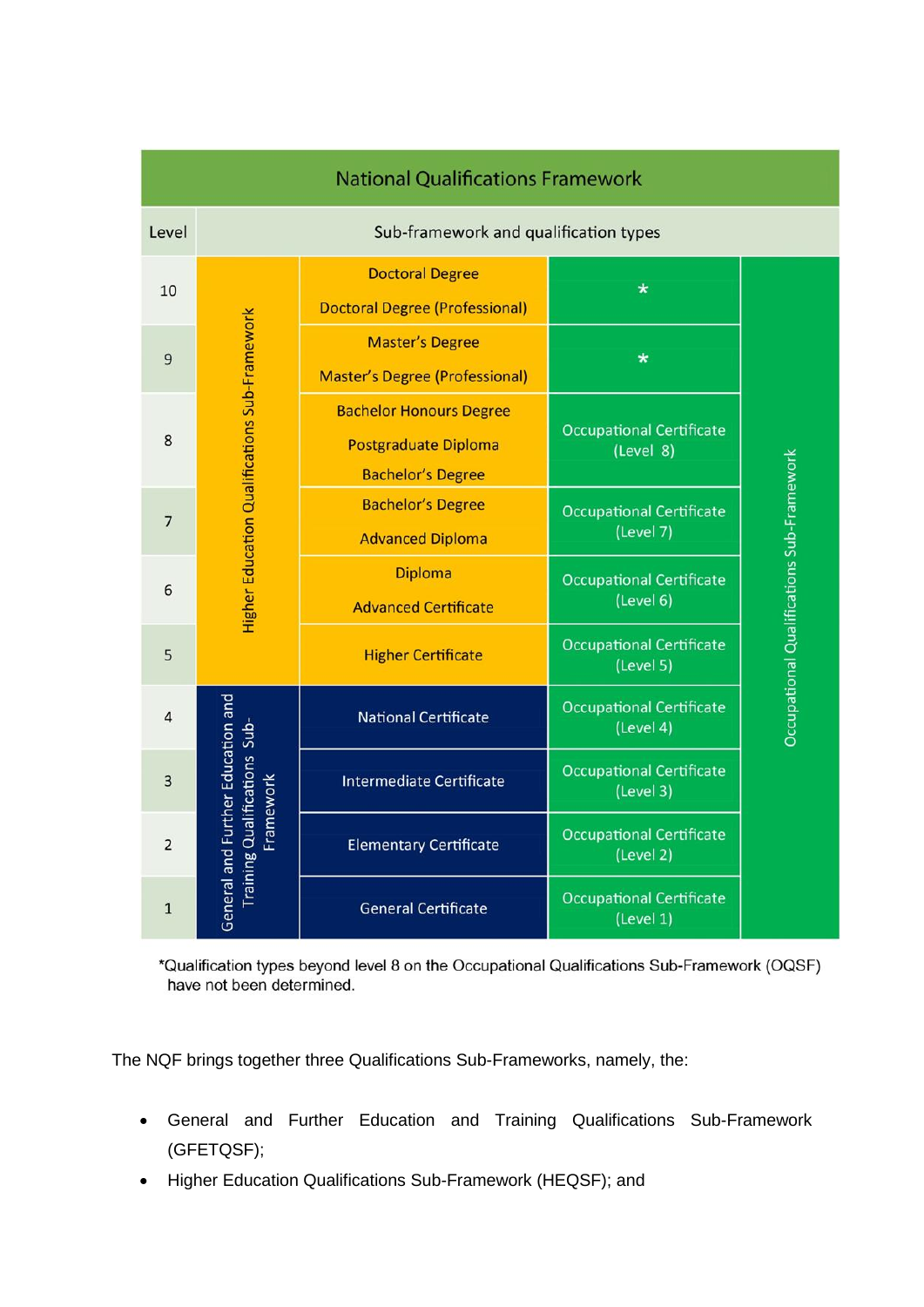| National Qualifications Framework | | | | |
|---|---|---|---|---|
| **Level** | **Sub-framework and qualification types** | | | |
| 10 | Higher Education Qualifications Sub-Framework | Doctoral Degree<br>Doctoral Degree (Professional) | * | Occupational Qualifications Sub-Framework |
| 9 | | Master's Degree<br>Master's Degree (Professional) | * | |
| 8 | | Bachelor Honours Degree<br>Postgraduate Diploma<br>Bachelor's Degree | Occupational Certificate (Level 8) | |
| 7 | | Bachelor's Degree<br>Advanced Diploma | Occupational Certificate (Level 7) | |
| 6 | | Diploma<br>Advanced Certificate | Occupational Certificate (Level 6) | |
| 5 | | Higher Certificate | Occupational Certificate (Level 5) | |
| 4 | General and Further Education and Training Qualifications Sub-Framework | National Certificate | Occupational Certificate (Level 4) | |
| 3 | | Intermediate Certificate | Occupational Certificate (Level 3) | |
| 2 | | Elementary Certificate | Occupational Certificate (Level 2) | |
| 1 | | General Certificate | Occupational Certificate (Level 1) | |

*Qualification types beyond level 8 on the Occupational Qualifications Sub-Framework (OQSF) have not been determined.

The NQF brings together three Qualifications Sub-Frameworks, namely, the:

- General and Further Education and Training Qualifications Sub-Framework (GFETQSF);
- Higher Education Qualifications Sub-Framework (HEQSF); and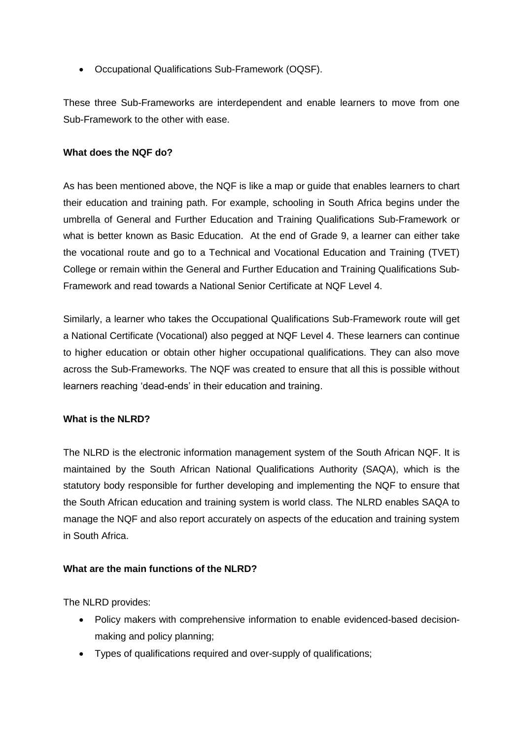- Occupational Qualifications Sub-Framework (OQSF).

These three Sub-Frameworks are interdependent and enable learners to move from one Sub-Framework to the other with ease.

**What does the NQF do?**

As has been mentioned above, the NQF is like a map or guide that enables learners to chart their education and training path. For example, schooling in South Africa begins under the umbrella of General and Further Education and Training Qualifications Sub-Framework or what is better known as Basic Education. At the end of Grade 9, a learner can either take the vocational route and go to a Technical and Vocational Education and Training (TVET) College or remain within the General and Further Education and Training Qualifications Sub-Framework and read towards a National Senior Certificate at NQF Level 4.

Similarly, a learner who takes the Occupational Qualifications Sub-Framework route will get a National Certificate (Vocational) also pegged at NQF Level 4. These learners can continue to higher education or obtain other higher occupational qualifications. They can also move across the Sub-Frameworks. The NQF was created to ensure that all this is possible without learners reaching 'dead-ends' in their education and training.

**What is the NLRD?**

The NLRD is the electronic information management system of the South African NQF. It is maintained by the South African National Qualifications Authority (SAQA), which is the statutory body responsible for further developing and implementing the NQF to ensure that the South African education and training system is world class. The NLRD enables SAQA to manage the NQF and also report accurately on aspects of the education and training system in South Africa.

**What are the main functions of the NLRD?**

The NLRD provides:

- Policy makers with comprehensive information to enable evidenced-based decision-making and policy planning;
- Types of qualifications required and over-supply of qualifications;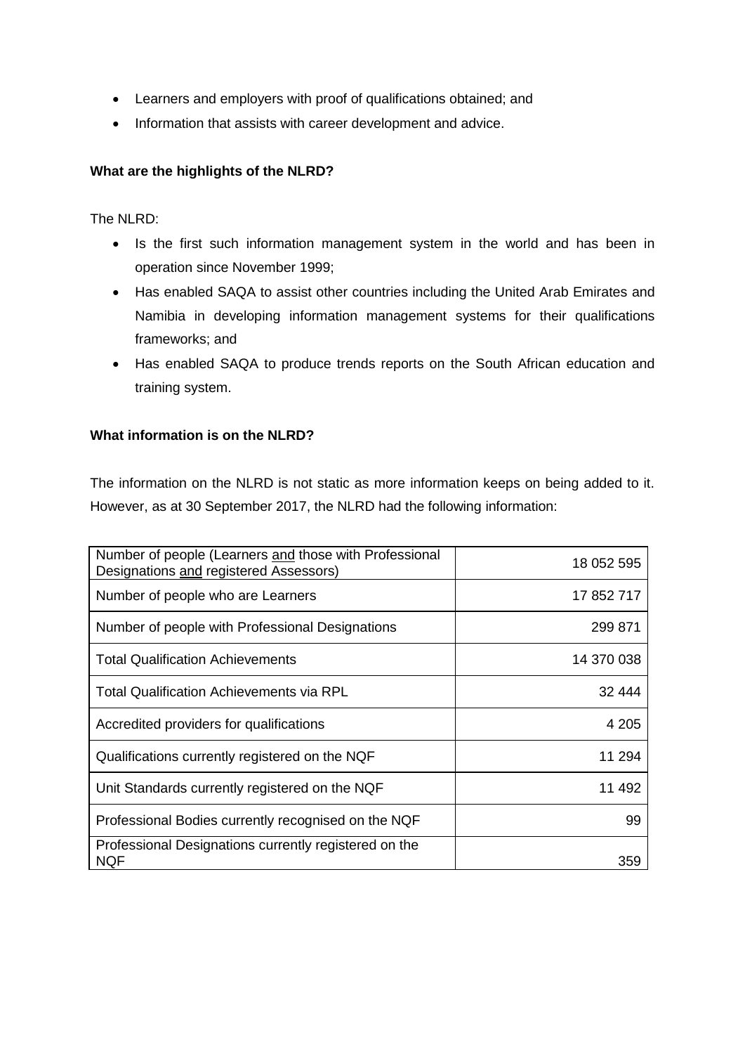- Learners and employers with proof of qualifications obtained; and
- Information that assists with career development and advice.

**What are the highlights of the NLRD?**

The NLRD:

- Is the first such information management system in the world and has been in operation since November 1999;
- Has enabled SAQA to assist other countries including the United Arab Emirates and Namibia in developing information management systems for their qualifications frameworks; and
- Has enabled SAQA to produce trends reports on the South African education and training system.

**What information is on the NLRD?**

The information on the NLRD is not static as more information keeps on being added to it. However, as at 30 September 2017, the NLRD had the following information:

| Number of people (Learners <u>and</u> those with Professional Designations <u>and</u> registered Assessors) | 18 052 595 |
|---|---:|
| Number of people who are Learners | 17 852 717 |
| Number of people with Professional Designations | 299 871 |
| Total Qualification Achievements | 14 370 038 |
| Total Qualification Achievements via RPL | 32 444 |
| Accredited providers for qualifications | 4 205 |
| Qualifications currently registered on the NQF | 11 294 |
| Unit Standards currently registered on the NQF | 11 492 |
| Professional Bodies currently recognised on the NQF | 99 |
| Professional Designations currently registered on the NQF | 359 |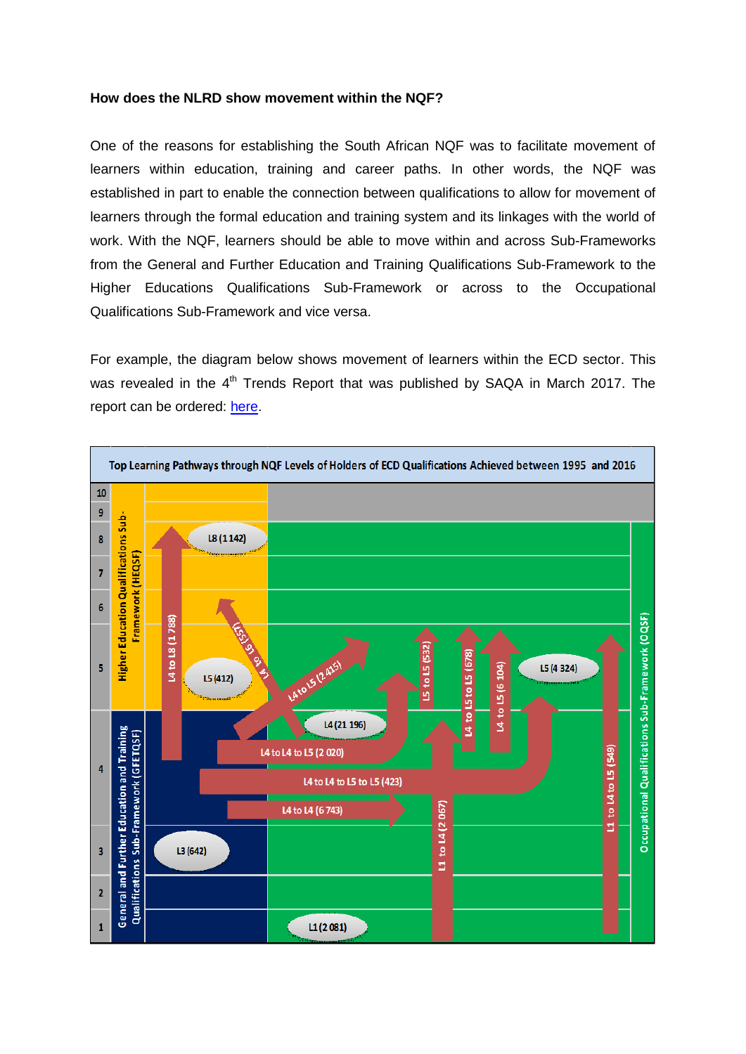**How does the NLRD show movement within the NQF?**

One of the reasons for establishing the South African NQF was to facilitate movement of learners within education, training and career paths. In other words, the NQF was established in part to enable the connection between qualifications to allow for movement of learners through the formal education and training system and its linkages with the world of work. With the NQF, learners should be able to move within and across Sub-Frameworks from the General and Further Education and Training Qualifications Sub-Framework to the Higher Educations Qualifications Sub-Framework or across to the Occupational Qualifications Sub-Framework and vice versa.

For example, the diagram below shows movement of learners within the ECD sector. This was revealed in the 4th Trends Report that was published by SAQA in March 2017. The report can be ordered: here.

**Top Learning Pathways through NQF Levels of Holders of ECD Qualifications Achieved between 1995 and 2016**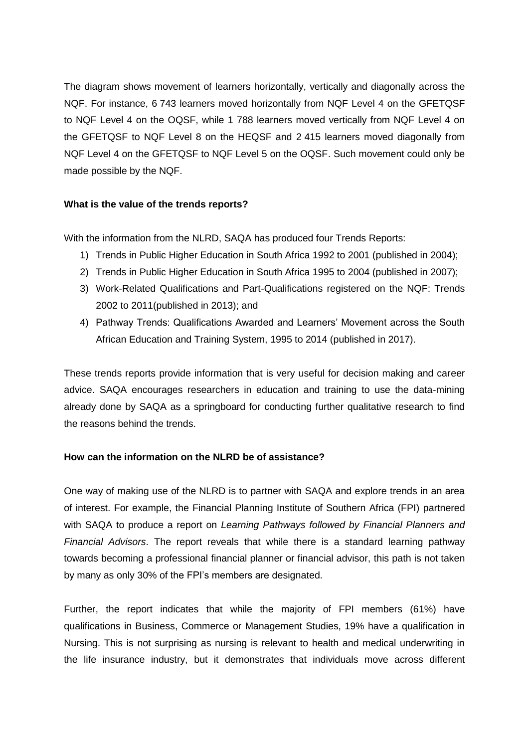The diagram shows movement of learners horizontally, vertically and diagonally across the NQF. For instance, 6 743 learners moved horizontally from NQF Level 4 on the GFETQSF to NQF Level 4 on the OQSF, while 1 788 learners moved vertically from NQF Level 4 on the GFETQSF to NQF Level 8 on the HEQSF and 2 415 learners moved diagonally from NQF Level 4 on the GFETQSF to NQF Level 5 on the OQSF. Such movement could only be made possible by the NQF.

**What is the value of the trends reports?**

With the information from the NLRD, SAQA has produced four Trends Reports:

1) Trends in Public Higher Education in South Africa 1992 to 2001 (published in 2004);
2) Trends in Public Higher Education in South Africa 1995 to 2004 (published in 2007);
3) Work-Related Qualifications and Part-Qualifications registered on the NQF: Trends 2002 to 2011(published in 2013); and
4) Pathway Trends: Qualifications Awarded and Learners' Movement across the South African Education and Training System, 1995 to 2014 (published in 2017).

These trends reports provide information that is very useful for decision making and career advice. SAQA encourages researchers in education and training to use the data-mining already done by SAQA as a springboard for conducting further qualitative research to find the reasons behind the trends.

**How can the information on the NLRD be of assistance?**

One way of making use of the NLRD is to partner with SAQA and explore trends in an area of interest. For example, the Financial Planning Institute of Southern Africa (FPI) partnered with SAQA to produce a report on *Learning Pathways followed by Financial Planners and Financial Advisors*. The report reveals that while there is a standard learning pathway towards becoming a professional financial planner or financial advisor, this path is not taken by many as only 30% of the FPI's members are designated.

Further, the report indicates that while the majority of FPI members (61%) have qualifications in Business, Commerce or Management Studies, 19% have a qualification in Nursing. This is not surprising as nursing is relevant to health and medical underwriting in the life insurance industry, but it demonstrates that individuals move across different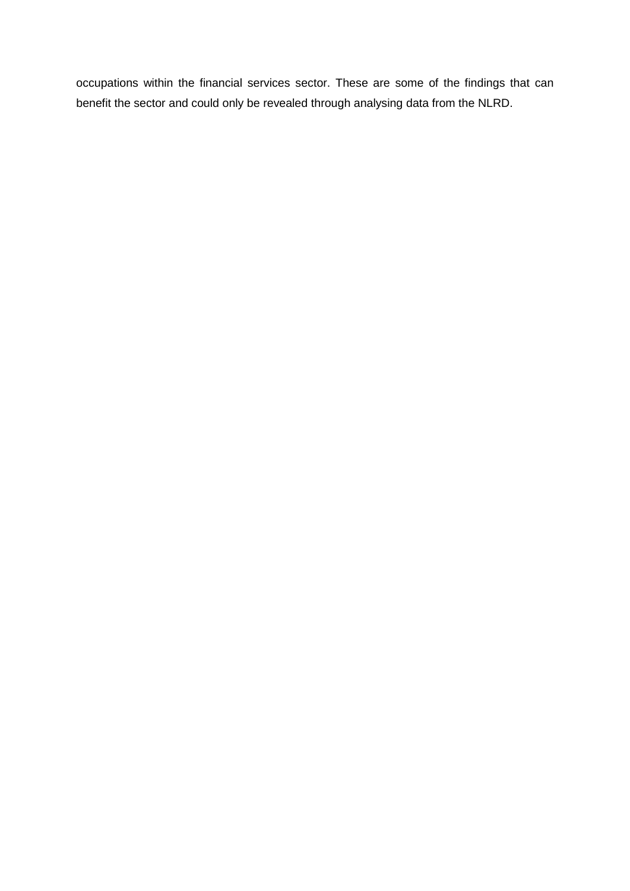occupations within the financial services sector. These are some of the findings that can benefit the sector and could only be revealed through analysing data from the NLRD.